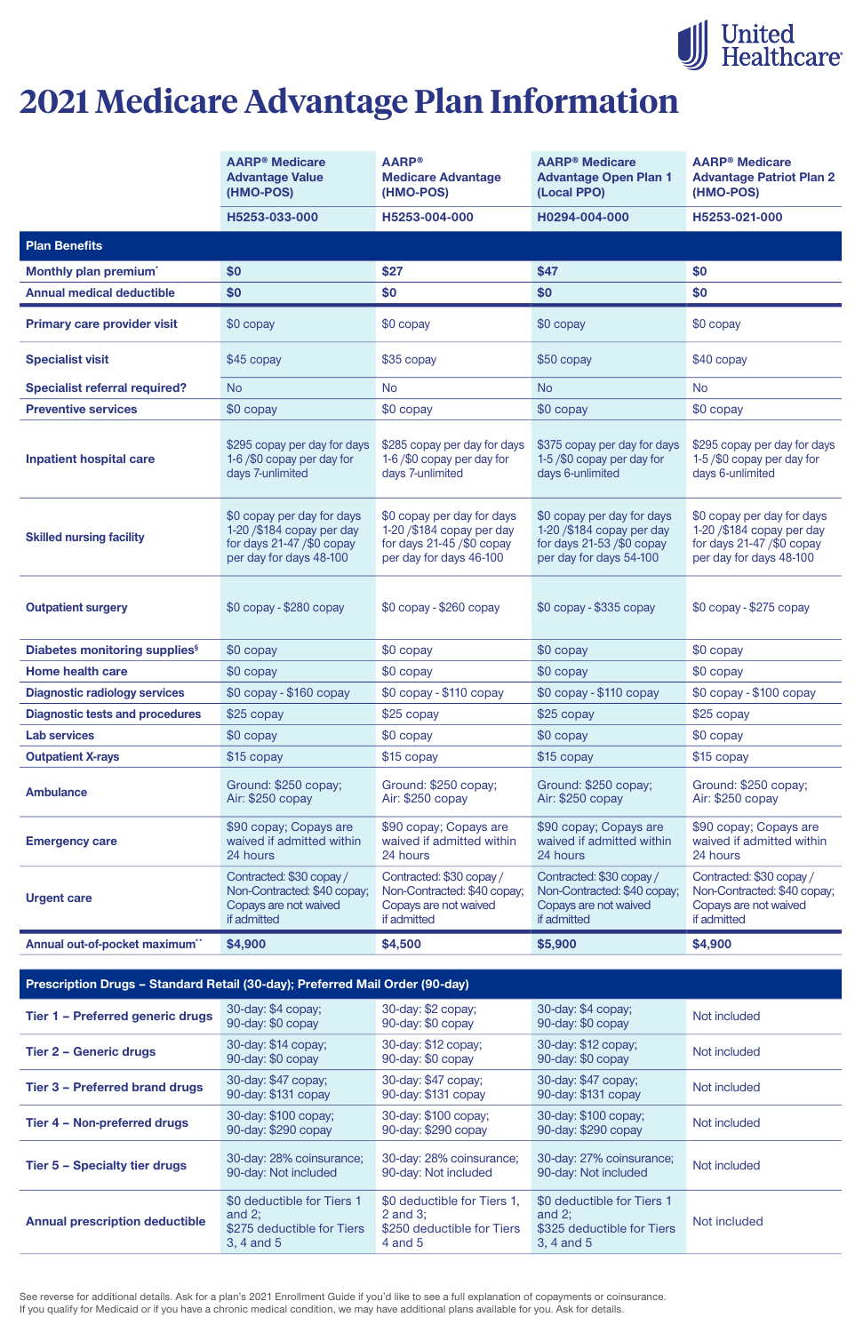United Healthcare

# 2021 Medicare Advantage Plan Information

| | AARP® Medicare Advantage Value (HMO-POS) | AARP® Medicare Advantage (HMO-POS) | AARP® Medicare Advantage Open Plan 1 (Local PPO) | AARP® Medicare Advantage Patriot Plan 2 (HMO-POS) |
|---|---|---|---|---|
| | H5253-033-000 | H5253-004-000 | H0294-004-000 | H5253-021-000 |
| **Plan Benefits** | | | | |
| **Monthly plan premium*** | **$0** | **$27** | **$47** | **$0** |
| **Annual medical deductible** | **$0** | **$0** | **$0** | **$0** |
| **Primary care provider visit** | $0 copay | $0 copay | $0 copay | $0 copay |
| **Specialist visit** | $45 copay | $35 copay | $50 copay | $40 copay |
| **Specialist referral required?** | No | No | No | No |
| **Preventive services** | $0 copay | $0 copay | $0 copay | $0 copay |
| **Inpatient hospital care** | $295 copay per day for days 1-6 /$0 copay per day for days 7-unlimited | $285 copay per day for days 1-6 /$0 copay per day for days 7-unlimited | $375 copay per day for days 1-5 /$0 copay per day for days 6-unlimited | $295 copay per day for days 1-5 /$0 copay per day for days 6-unlimited |
| **Skilled nursing facility** | $0 copay per day for days 1-20 /$184 copay per day for days 21-47 /$0 copay per day for days 48-100 | $0 copay per day for days 1-20 /$184 copay per day for days 21-45 /$0 copay per day for days 46-100 | $0 copay per day for days 1-20 /$184 copay per day for days 21-53 /$0 copay per day for days 54-100 | $0 copay per day for days 1-20 /$184 copay per day for days 21-47 /$0 copay per day for days 48-100 |
| **Outpatient surgery** | $0 copay - $280 copay | $0 copay - $260 copay | $0 copay - $335 copay | $0 copay - $275 copay |
| **Diabetes monitoring supplies§** | $0 copay | $0 copay | $0 copay | $0 copay |
| **Home health care** | $0 copay | $0 copay | $0 copay | $0 copay |
| **Diagnostic radiology services** | $0 copay - $160 copay | $0 copay - $110 copay | $0 copay - $110 copay | $0 copay - $100 copay |
| **Diagnostic tests and procedures** | $25 copay | $25 copay | $25 copay | $25 copay |
| **Lab services** | $0 copay | $0 copay | $0 copay | $0 copay |
| **Outpatient X-rays** | $15 copay | $15 copay | $15 copay | $15 copay |
| **Ambulance** | Ground: $250 copay; Air: $250 copay | Ground: $250 copay; Air: $250 copay | Ground: $250 copay; Air: $250 copay | Ground: $250 copay; Air: $250 copay |
| **Emergency care** | $90 copay; Copays are waived if admitted within 24 hours | $90 copay; Copays are waived if admitted within 24 hours | $90 copay; Copays are waived if admitted within 24 hours | $90 copay; Copays are waived if admitted within 24 hours |
| **Urgent care** | Contracted: $30 copay / Non-Contracted: $40 copay; Copays are not waived if admitted | Contracted: $30 copay / Non-Contracted: $40 copay; Copays are not waived if admitted | Contracted: $30 copay / Non-Contracted: $40 copay; Copays are not waived if admitted | Contracted: $30 copay / Non-Contracted: $40 copay; Copays are not waived if admitted |
| **Annual out-of-pocket maximum**** | **$4,900** | **$4,500** | **$5,900** | **$4,900** |

| Prescription Drugs – Standard Retail (30-day); Preferred Mail Order (90-day) | | | | |
|---|---|---|---|---|
| **Tier 1 – Preferred generic drugs** | 30-day: $4 copay; 90-day: $0 copay | 30-day: $2 copay; 90-day: $0 copay | 30-day: $4 copay; 90-day: $0 copay | Not included |
| **Tier 2 – Generic drugs** | 30-day: $14 copay; 90-day: $0 copay | 30-day: $12 copay; 90-day: $0 copay | 30-day: $12 copay; 90-day: $0 copay | Not included |
| **Tier 3 – Preferred brand drugs** | 30-day: $47 copay; 90-day: $131 copay | 30-day: $47 copay; 90-day: $131 copay | 30-day: $47 copay; 90-day: $131 copay | Not included |
| **Tier 4 – Non-preferred drugs** | 30-day: $100 copay; 90-day: $290 copay | 30-day: $100 copay; 90-day: $290 copay | 30-day: $100 copay; 90-day: $290 copay | Not included |
| **Tier 5 – Specialty tier drugs** | 30-day: 28% coinsurance; 90-day: Not included | 30-day: 28% coinsurance; 90-day: Not included | 30-day: 27% coinsurance; 90-day: Not included | Not included |
| **Annual prescription deductible** | $0 deductible for Tiers 1 and 2; $275 deductible for Tiers 3, 4 and 5 | $0 deductible for Tiers 1, 2 and 3; $250 deductible for Tiers 4 and 5 | $0 deductible for Tiers 1 and 2; $325 deductible for Tiers 3, 4 and 5 | Not included |

See reverse for additional details. Ask for a plan's 2021 Enrollment Guide if you'd like to see a full explanation of copayments or coinsurance. If you qualify for Medicaid or if you have a chronic medical condition, we may have additional plans available for you. Ask for details.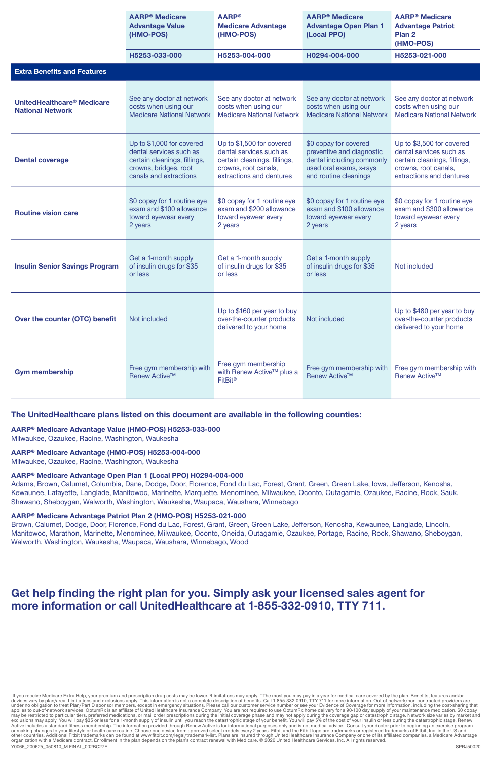| | AARP® Medicare Advantage Value (HMO-POS) | AARP® Medicare Advantage (HMO-POS) | AARP® Medicare Advantage Open Plan 1 (Local PPO) | AARP® Medicare Advantage Patriot Plan 2 (HMO-POS) |
|---|---|---|---|---|
| | H5253-033-000 | H5253-004-000 | H0294-004-000 | H5253-021-000 |
| **Extra Benefits and Features** | | | | |
| **UnitedHealthcare® Medicare National Network** | See any doctor at network costs when using our Medicare National Network | See any doctor at network costs when using our Medicare National Network | See any doctor at network costs when using our Medicare National Network | See any doctor at network costs when using our Medicare National Network |
| **Dental coverage** | Up to $1,000 for covered dental services such as certain cleanings, fillings, crowns, bridges, root canals and extractions | Up to $1,500 for covered dental services such as certain cleanings, fillings, crowns, root canals, extractions and dentures | $0 copay for covered preventive and diagnostic dental including commonly used oral exams, x-rays and routine cleanings | Up to $3,500 for covered dental services such as certain cleanings, fillings, crowns, root canals, extractions and dentures |
| **Routine vision care** | $0 copay for 1 routine eye exam and $100 allowance toward eyewear every 2 years | $0 copay for 1 routine eye exam and $200 allowance toward eyewear every 2 years | $0 copay for 1 routine eye exam and $100 allowance toward eyewear every 2 years | $0 copay for 1 routine eye exam and $300 allowance toward eyewear every 2 years |
| **Insulin Senior Savings Program** | Get a 1-month supply of insulin drugs for $35 or less | Get a 1-month supply of insulin drugs for $35 or less | Get a 1-month supply of insulin drugs for $35 or less | Not included |
| **Over the counter (OTC) benefit** | Not included | Up to $160 per year to buy over-the-counter products delivered to your home | Not included | Up to $480 per year to buy over-the-counter products delivered to your home |
| **Gym membership** | Free gym membership with Renew Active™ | Free gym membership with Renew Active™ plus a FitBit® | Free gym membership with Renew Active™ | Free gym membership with Renew Active™ |

## The UnitedHealthcare plans listed on this document are available in the following counties:

**AARP® Medicare Advantage Value (HMO-POS) H5253-033-000**
Milwaukee, Ozaukee, Racine, Washington, Waukesha

**AARP® Medicare Advantage (HMO-POS) H5253-004-000**
Milwaukee, Ozaukee, Racine, Washington, Waukesha

**AARP® Medicare Advantage Open Plan 1 (Local PPO) H0294-004-000**
Adams, Brown, Calumet, Columbia, Dane, Dodge, Door, Florence, Fond du Lac, Forest, Grant, Green, Green Lake, Iowa, Jefferson, Kenosha, Kewaunee, Lafayette, Langlade, Manitowoc, Marinette, Marquette, Menominee, Milwaukee, Oconto, Outagamie, Ozaukee, Racine, Rock, Sauk, Shawano, Sheboygan, Walworth, Washington, Waukesha, Waupaca, Waushara, Winnebago

**AARP® Medicare Advantage Patriot Plan 2 (HMO-POS) H5253-021-000**
Brown, Calumet, Dodge, Door, Florence, Fond du Lac, Forest, Grant, Green, Green Lake, Jefferson, Kenosha, Kewaunee, Langlade, Lincoln, Manitowoc, Marathon, Marinette, Menominee, Milwaukee, Oconto, Oneida, Outagamie, Ozaukee, Portage, Racine, Rock, Shawano, Sheboygan, Walworth, Washington, Waukesha, Waupaca, Waushara, Winnebago, Wood

## Get help finding the right plan for you. Simply ask your licensed sales agent for more information or call UnitedHealthcare at 1-855-332-0910, TTY 711.

[¹]If you receive Medicare Extra Help, your premium and prescription drug costs may be lower. [‡]Limitations may apply. [\*\*]The most you may pay in a year for medical care covered by the plan. Benefits, features and/or devices vary by plan/area. Limitations and exclusions apply. This information is not a complete description of benefits. Call 1-855-332-0910, TTY 711 for more information. Out-of-network/non-contracted providers are under no obligation to treat Plan/Part D sponsor members, except in emergency situations. Please call our customer service number or see your Evidence of Coverage for more information, including the cost-sharing that applies to out-of-network services. OptumRx is an affiliate of UnitedHealthcare Insurance Company. You are not required to use OptumRx home delivery for a 90-100 day supply of your maintenance medication. $0 copay may be restricted to particular tiers, preferred medications, or mail order prescriptions during the initial coverage phase and may not apply during the coverage gap or catastrophic stage. Network size varies by market and exclusions may apply. You will pay $35 or less for a 1-month supply of insulin until you reach the catastrophic stage of your benefit. You will pay 5% of the cost of your insulin or less during the catastrophic stage. Renew Active includes a standard fitness membership. The information provided through Renew Active is for informational purposes only and is not medical advice. Consult your doctor prior to beginning an exercise program or making changes to your lifestyle or health care routine. Choose one device from approved select models every 2 years. Fitbit and the Fitbit logo are trademarks or registered trademarks of Fitbit, Inc. in the US and other countries. Additional Fitbit trademarks can be found at www.fitbit.com/legal/trademark-list. Plans are insured through UnitedHealthcare Insurance Company or one of its affiliated companies, a Medicare Advantage organization with a Medicare contract. Enrollment in the plan depends on the plan's contract renewal with Medicare. © 2020 United Healthcare Services, Inc. All rights reserved.

Y0066_200625_050810_M FINAL_002BC27E

SPRJ50020